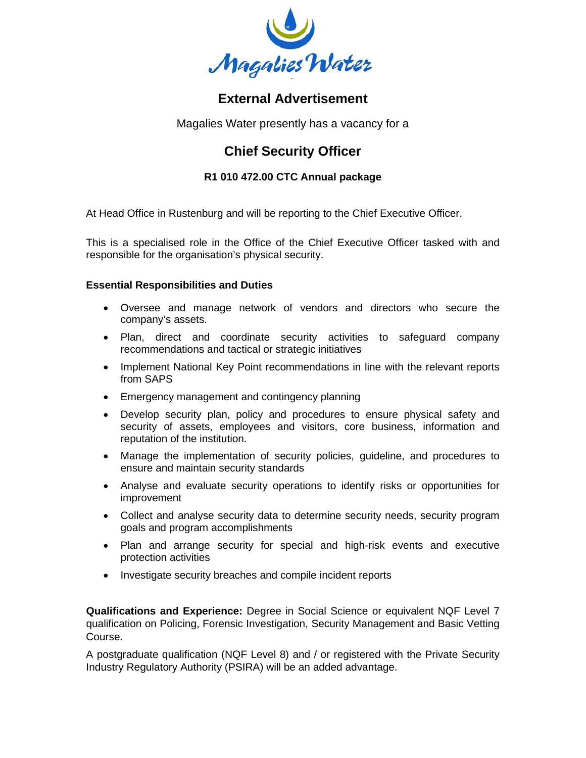Magalies Water

# External Advertisement

Magalies Water presently has a vacancy for a

## Chief Security Officer

**R1 010 472.00 CTC Annual package**

At Head Office in Rustenburg and will be reporting to the Chief Executive Officer.

This is a specialised role in the Office of the Chief Executive Officer tasked with and responsible for the organisation's physical security.

**Essential Responsibilities and Duties**

- Oversee and manage network of vendors and directors who secure the company's assets.
- Plan, direct and coordinate security activities to safeguard company recommendations and tactical or strategic initiatives
- Implement National Key Point recommendations in line with the relevant reports from SAPS
- Emergency management and contingency planning
- Develop security plan, policy and procedures to ensure physical safety and security of assets, employees and visitors, core business, information and reputation of the institution.
- Manage the implementation of security policies, guideline, and procedures to ensure and maintain security standards
- Analyse and evaluate security operations to identify risks or opportunities for improvement
- Collect and analyse security data to determine security needs, security program goals and program accomplishments
- Plan and arrange security for special and high-risk events and executive protection activities
- Investigate security breaches and compile incident reports

**Qualifications and Experience:** Degree in Social Science or equivalent NQF Level 7 qualification on Policing, Forensic Investigation, Security Management and Basic Vetting Course.

A postgraduate qualification (NQF Level 8) and / or registered with the Private Security Industry Regulatory Authority (PSIRA) will be an added advantage.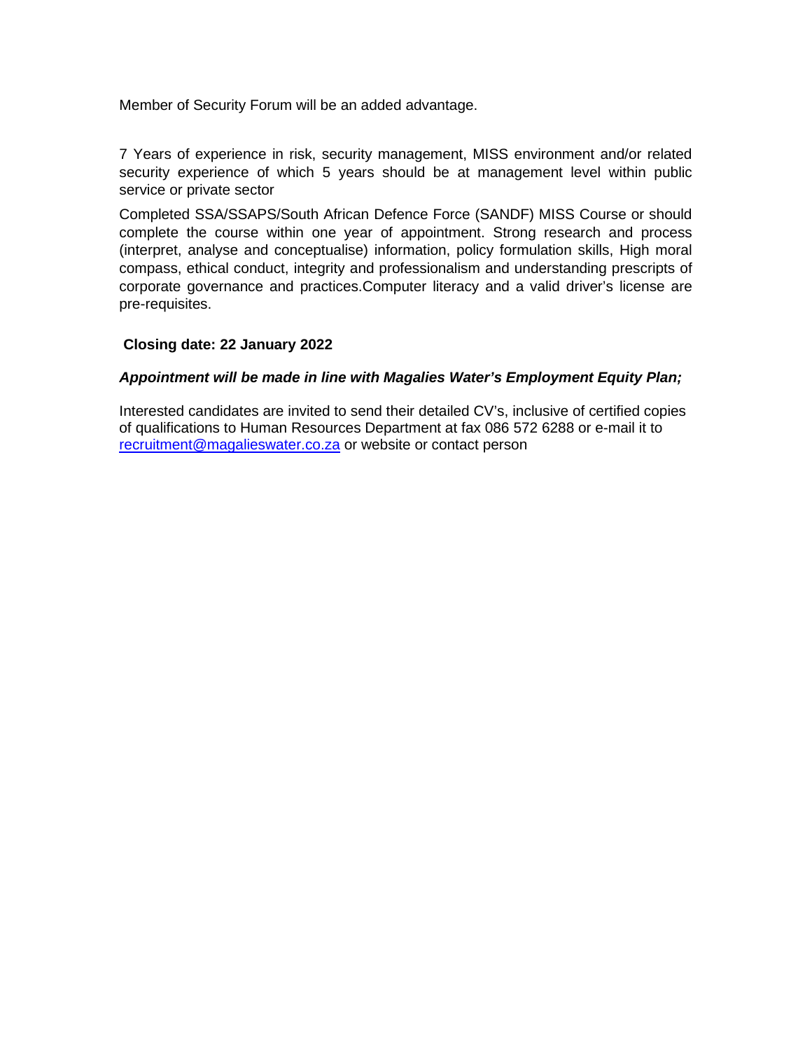Member of Security Forum will be an added advantage.

7 Years of experience in risk, security management, MISS environment and/or related security experience of which 5 years should be at management level within public service or private sector

Completed SSA/SSAPS/South African Defence Force (SANDF) MISS Course or should complete the course within one year of appointment. Strong research and process (interpret, analyse and conceptualise) information, policy formulation skills, High moral compass, ethical conduct, integrity and professionalism and understanding prescripts of corporate governance and practices.Computer literacy and a valid driver's license are pre-requisites.

**Closing date: 22 January 2022**

***Appointment will be made in line with Magalies Water's Employment Equity Plan;***

Interested candidates are invited to send their detailed CV's, inclusive of certified copies of qualifications to Human Resources Department at fax 086 572 6288 or e-mail it to recruitment@magalieswater.co.za or website or contact person